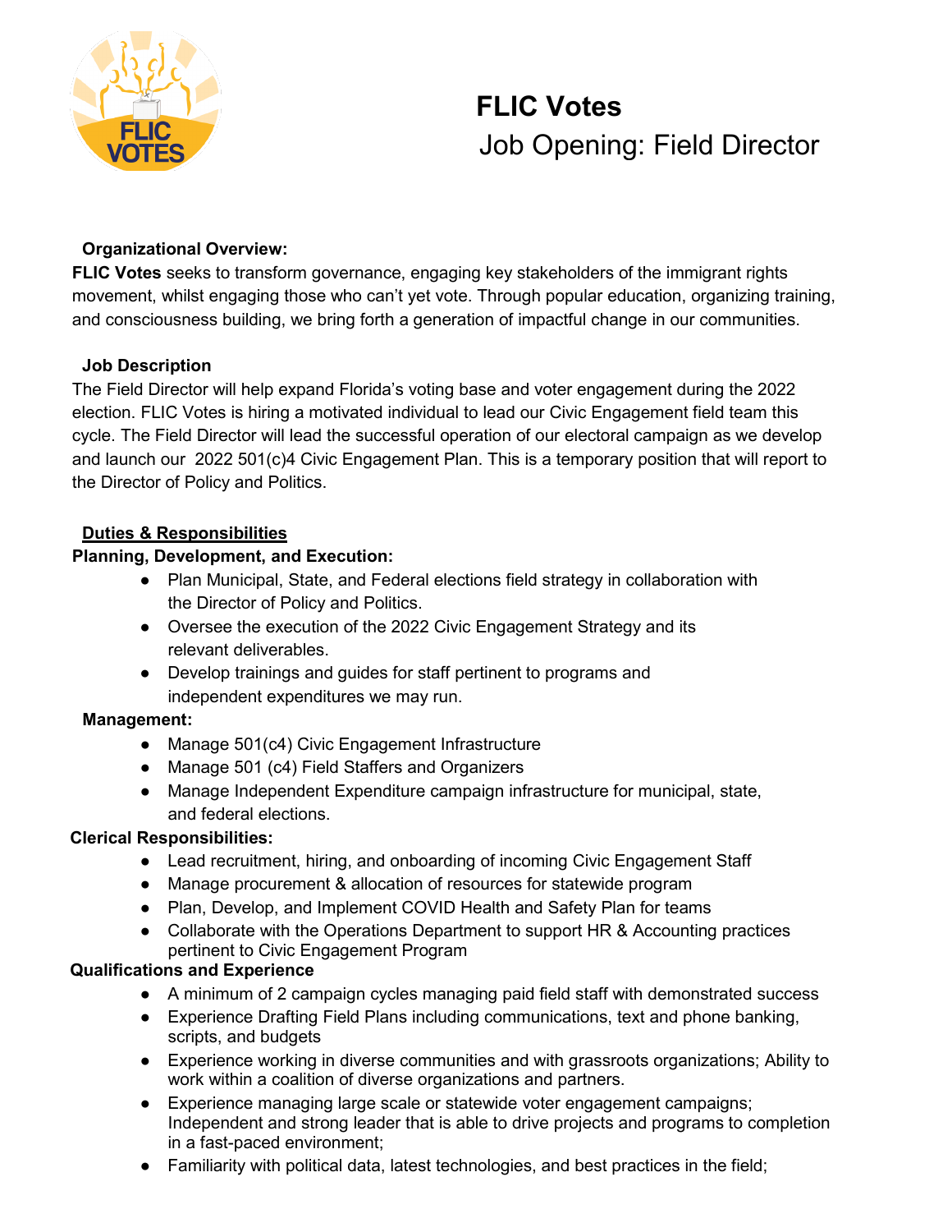# FLIC Votes

## Job Opening: Field Director

**Organizational Overview:**

**FLIC Votes** seeks to transform governance, engaging key stakeholders of the immigrant rights movement, whilst engaging those who can't yet vote. Through popular education, organizing training, and consciousness building, we bring forth a generation of impactful change in our communities.

**Job Description**

The Field Director will help expand Florida's voting base and voter engagement during the 2022 election. FLIC Votes is hiring a motivated individual to lead our Civic Engagement field team this cycle. The Field Director will lead the successful operation of our electoral campaign as we develop and launch our 2022 501(c)4 Civic Engagement Plan. This is a temporary position that will report to the Director of Policy and Politics.

**Duties & Responsibilities**

**Planning, Development, and Execution:**

- Plan Municipal, State, and Federal elections field strategy in collaboration with the Director of Policy and Politics.
- Oversee the execution of the 2022 Civic Engagement Strategy and its relevant deliverables.
- Develop trainings and guides for staff pertinent to programs and independent expenditures we may run.

**Management:**

- Manage 501(c4) Civic Engagement Infrastructure
- Manage 501 (c4) Field Staffers and Organizers
- Manage Independent Expenditure campaign infrastructure for municipal, state, and federal elections.

**Clerical Responsibilities:**

- Lead recruitment, hiring, and onboarding of incoming Civic Engagement Staff
- Manage procurement & allocation of resources for statewide program
- Plan, Develop, and Implement COVID Health and Safety Plan for teams
- Collaborate with the Operations Department to support HR & Accounting practices pertinent to Civic Engagement Program

**Qualifications and Experience**

- A minimum of 2 campaign cycles managing paid field staff with demonstrated success
- Experience Drafting Field Plans including communications, text and phone banking, scripts, and budgets
- Experience working in diverse communities and with grassroots organizations; Ability to work within a coalition of diverse organizations and partners.
- Experience managing large scale or statewide voter engagement campaigns; Independent and strong leader that is able to drive projects and programs to completion in a fast-paced environment;
- Familiarity with political data, latest technologies, and best practices in the field;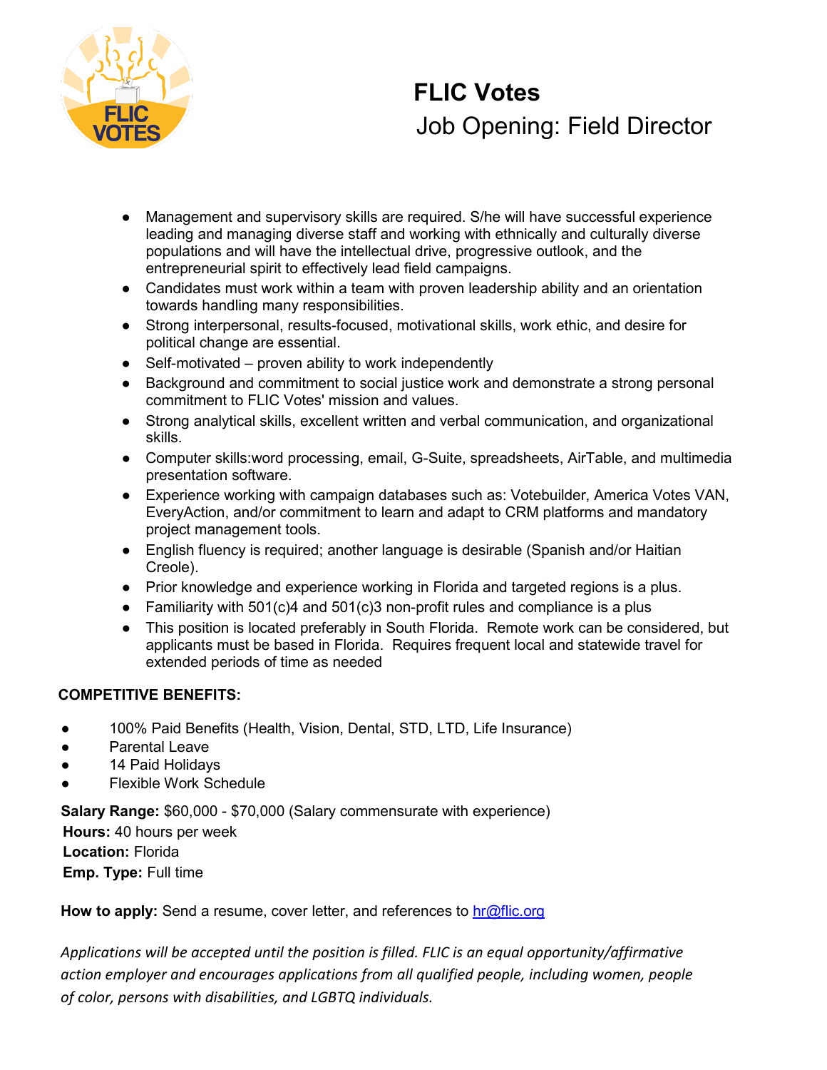# FLIC Votes

## Job Opening: Field Director

- Management and supervisory skills are required. S/he will have successful experience leading and managing diverse staff and working with ethnically and culturally diverse populations and will have the intellectual drive, progressive outlook, and the entrepreneurial spirit to effectively lead field campaigns.
- Candidates must work within a team with proven leadership ability and an orientation towards handling many responsibilities.
- Strong interpersonal, results-focused, motivational skills, work ethic, and desire for political change are essential.
- Self-motivated – proven ability to work independently
- Background and commitment to social justice work and demonstrate a strong personal commitment to FLIC Votes' mission and values.
- Strong analytical skills, excellent written and verbal communication, and organizational skills.
- Computer skills:word processing, email, G-Suite, spreadsheets, AirTable, and multimedia presentation software.
- Experience working with campaign databases such as: Votebuilder, America Votes VAN, EveryAction, and/or commitment to learn and adapt to CRM platforms and mandatory project management tools.
- English fluency is required; another language is desirable (Spanish and/or Haitian Creole).
- Prior knowledge and experience working in Florida and targeted regions is a plus.
- Familiarity with 501(c)4 and 501(c)3 non-profit rules and compliance is a plus
- This position is located preferably in South Florida. Remote work can be considered, but applicants must be based in Florida. Requires frequent local and statewide travel for extended periods of time as needed

**COMPETITIVE BENEFITS:**

- 100% Paid Benefits (Health, Vision, Dental, STD, LTD, Life Insurance)
- Parental Leave
- 14 Paid Holidays
- Flexible Work Schedule

**Salary Range:** $60,000 - $70,000 (Salary commensurate with experience)
**Hours:** 40 hours per week
**Location:** Florida
**Emp. Type:** Full time

**How to apply:** Send a resume, cover letter, and references to hr@flic.org

*Applications will be accepted until the position is filled. FLIC is an equal opportunity/affirmative action employer and encourages applications from all qualified people, including women, people of color, persons with disabilities, and LGBTQ individuals.*